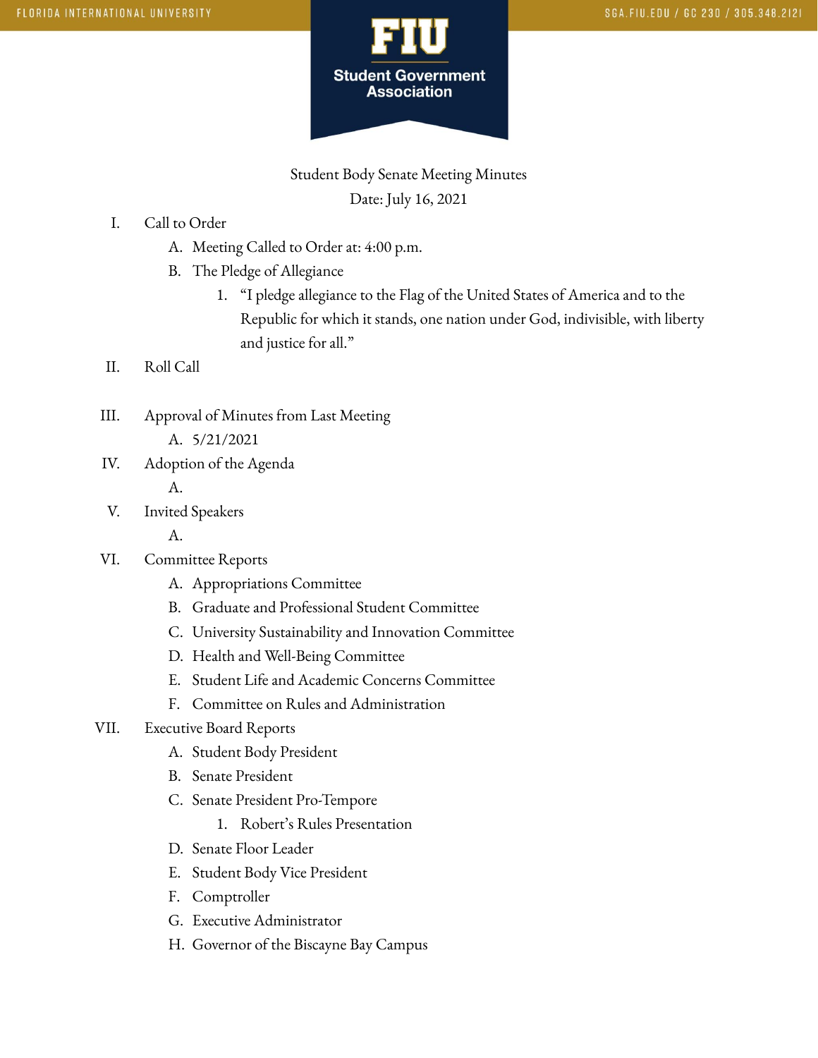Student Body Senate Meeting Minutes

Date: July 16, 2021

I. Call to Order
   A. Meeting Called to Order at: 4:00 p.m.
   B. The Pledge of Allegiance
      1. "I pledge allegiance to the Flag of the United States of America and to the Republic for which it stands, one nation under God, indivisible, with liberty and justice for all."

II. Roll Call

III. Approval of Minutes from Last Meeting
   A. 5/21/2021

IV. Adoption of the Agenda
   A.

V. Invited Speakers
   A.

VI. Committee Reports
   A. Appropriations Committee
   B. Graduate and Professional Student Committee
   C. University Sustainability and Innovation Committee
   D. Health and Well-Being Committee
   E. Student Life and Academic Concerns Committee
   F. Committee on Rules and Administration

VII. Executive Board Reports
   A. Student Body President
   B. Senate President
   C. Senate President Pro-Tempore
      1. Robert's Rules Presentation
   D. Senate Floor Leader
   E. Student Body Vice President
   F. Comptroller
   G. Executive Administrator
   H. Governor of the Biscayne Bay Campus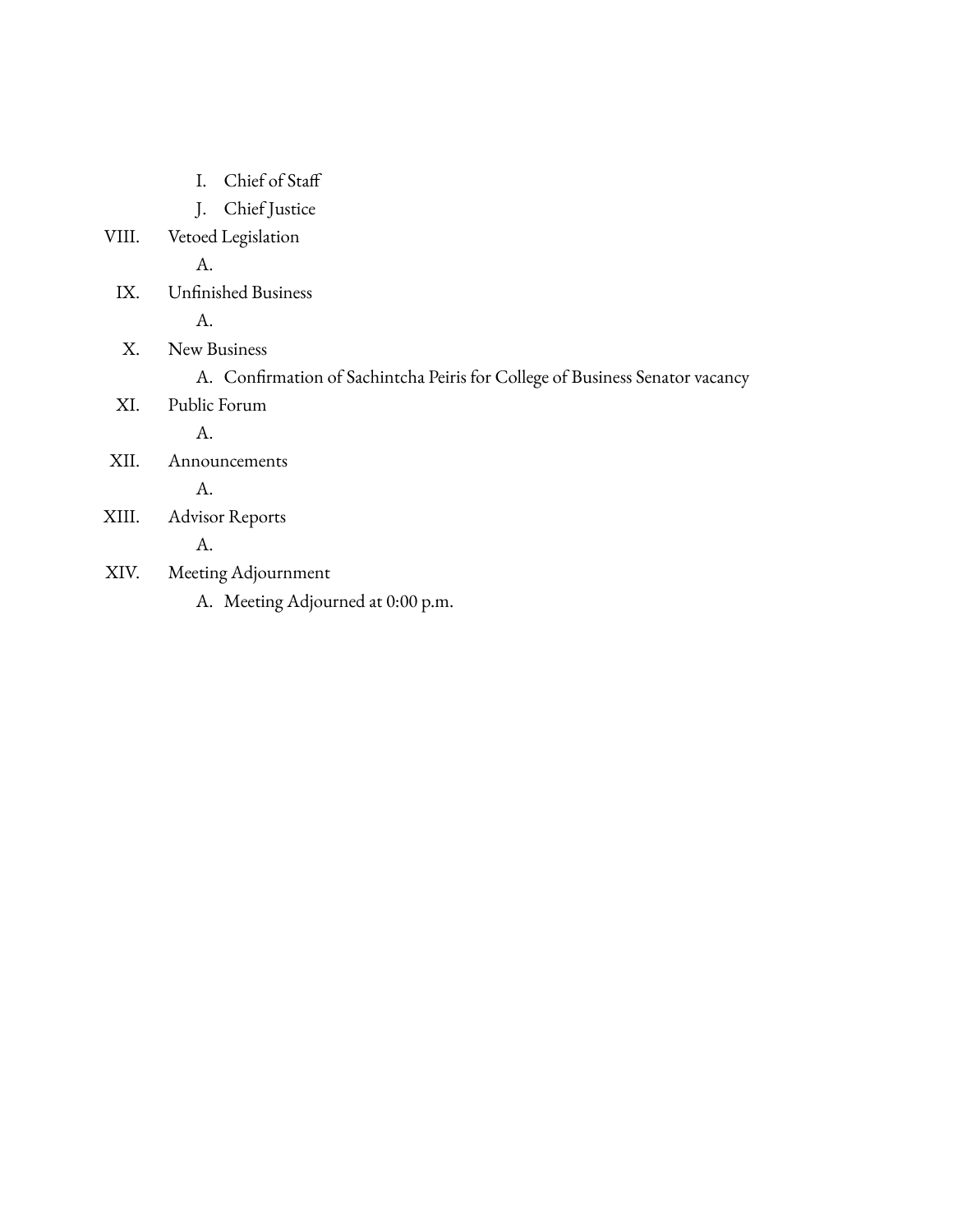I. Chief of Staff
J. Chief Justice

VIII. Vetoed Legislation
A.

IX. Unfinished Business
A.

X. New Business
A. Confirmation of Sachintcha Peiris for College of Business Senator vacancy

XI. Public Forum
A.

XII. Announcements
A.

XIII. Advisor Reports
A.

XIV. Meeting Adjournment
A. Meeting Adjourned at 0:00 p.m.